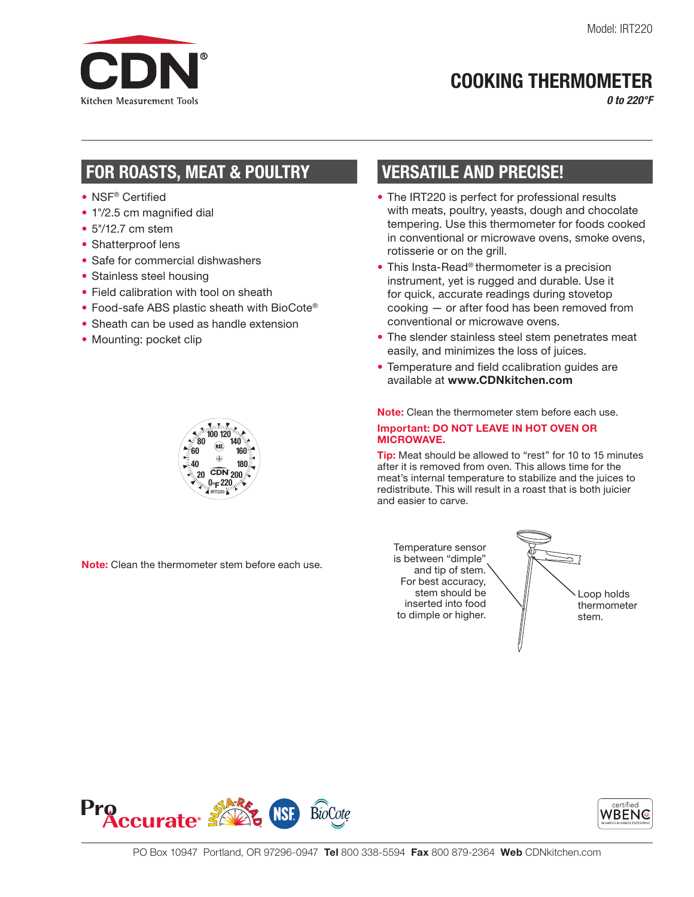Model: IRT220

CDN®
Kitchen Measurement Tools

# COOKING THERMOMETER

*0 to 220°F*

## FOR ROASTS, MEAT & POULTRY

- NSF® Certified
- 1"/2.5 cm magnified dial
- 5"/12.7 cm stem
- Shatterproof lens
- Safe for commercial dishwashers
- Stainless steel housing
- Field calibration with tool on sheath
- Food-safe ABS plastic sheath with BioCote®
- Sheath can be used as handle extension
- Mounting: pocket clip

**Note:** Clean the thermometer stem before each use.

## VERSATILE AND PRECISE!

- The IRT220 is perfect for professional results with meats, poultry, yeasts, dough and chocolate tempering. Use this thermometer for foods cooked in conventional or microwave ovens, smoke ovens, rotisserie or on the grill.
- This Insta-Read® thermometer is a precision instrument, yet is rugged and durable. Use it for quick, accurate readings during stovetop cooking — or after food has been removed from conventional or microwave ovens.
- The slender stainless steel stem penetrates meat easily, and minimizes the loss of juices.
- Temperature and field ccalibration guides are available at **www.CDNkitchen.com**

**Note:** Clean the thermometer stem before each use.

**Important: DO NOT LEAVE IN HOT OVEN OR MICROWAVE.**

**Tip:** Meat should be allowed to "rest" for 10 to 15 minutes after it is removed from oven. This allows time for the meat's internal temperature to stabilize and the juices to redistribute. This will result in a roast that is both juicier and easier to carve.

Temperature sensor is between "dimple" and tip of stem. For best accuracy, stem should be inserted into food to dimple or higher.

Loop holds thermometer stem.

PO Box 10947 Portland, OR 97296-0947 **Tel** 800 338-5594 **Fax** 800 879-2364 **Web** CDNkitchen.com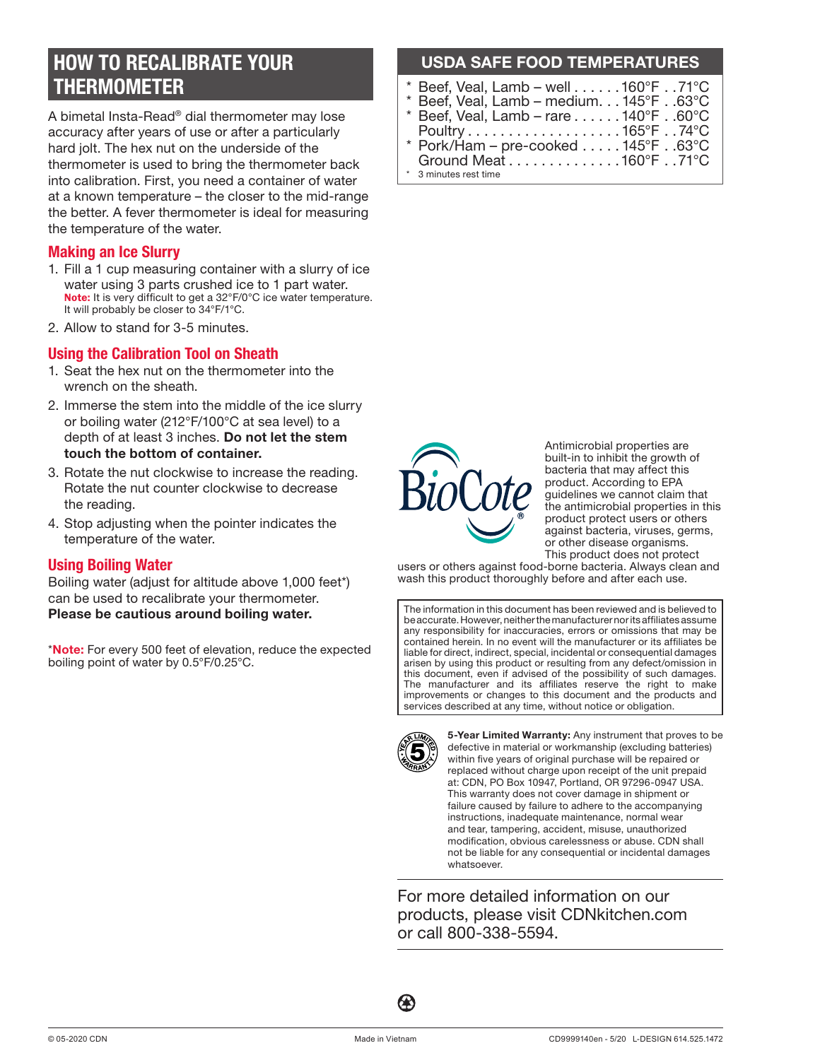## HOW TO RECALIBRATE YOUR THERMOMETER

A bimetal Insta-Read® dial thermometer may lose accuracy after years of use or after a particularly hard jolt. The hex nut on the underside of the thermometer is used to bring the thermometer back into calibration. First, you need a container of water at a known temperature – the closer to the mid-range the better. A fever thermometer is ideal for measuring the temperature of the water.

### Making an Ice Slurry

1. Fill a 1 cup measuring container with a slurry of ice water using 3 parts crushed ice to 1 part water. **Note:** It is very difficult to get a 32°F/0°C ice water temperature. It will probably be closer to 34°F/1°C.
2. Allow to stand for 3-5 minutes.

### Using the Calibration Tool on Sheath

1. Seat the hex nut on the thermometer into the wrench on the sheath.
2. Immerse the stem into the middle of the ice slurry or boiling water (212°F/100°C at sea level) to a depth of at least 3 inches. **Do not let the stem touch the bottom of container.**
3. Rotate the nut clockwise to increase the reading. Rotate the nut counter clockwise to decrease the reading.
4. Stop adjusting when the pointer indicates the temperature of the water.

### Using Boiling Water

Boiling water (adjust for altitude above 1,000 feet*) can be used to recalibrate your thermometer. **Please be cautious around boiling water.**

*__Note:__ For every 500 feet of elevation, reduce the expected boiling point of water by 0.5°F/0.25°C.

## USDA SAFE FOOD TEMPERATURES

| | | |
|---|---|---|
| * Beef, Veal, Lamb – well | 160°F | 71°C |
| * Beef, Veal, Lamb – medium | 145°F | 63°C |
| * Beef, Veal, Lamb – rare | 140°F | 60°C |
| Poultry | 165°F | 74°C |
| * Pork/Ham – pre-cooked | 145°F | 63°C |
| Ground Meat | 160°F | 71°C |

\* 3 minutes rest time

BioCote®

Antimicrobial properties are built-in to inhibit the growth of bacteria that may affect this product. According to EPA guidelines we cannot claim that the antimicrobial properties in this product protect users or others against bacteria, viruses, germs, or other disease organisms. This product does not protect users or others against food-borne bacteria. Always clean and wash this product thoroughly before and after each use.

The information in this document has been reviewed and is believed to be accurate. However, neither the manufacturer nor its affiliates assume any responsibility for inaccuracies, errors or omissions that may be contained herein. In no event will the manufacturer or its affiliates be liable for direct, indirect, special, incidental or consequential damages arisen by using this product or resulting from any defect/omission in this document, even if advised of the possibility of such damages. The manufacturer and its affiliates reserve the right to make improvements or changes to this document and the products and services described at any time, without notice or obligation.

**5-Year Limited Warranty:** Any instrument that proves to be defective in material or workmanship (excluding batteries) within five years of original purchase will be repaired or replaced without charge upon receipt of the unit prepaid at: CDN, PO Box 10947, Portland, OR 97296-0947 USA. This warranty does not cover damage in shipment or failure caused by failure to adhere to the accompanying instructions, inadequate maintenance, normal wear and tear, tampering, accident, misuse, unauthorized modification, obvious carelessness or abuse. CDN shall not be liable for any consequential or incidental damages whatsoever.

For more detailed information on our products, please visit CDNkitchen.com or call 800-338-5594.

© 05-2020 CDN Made in Vietnam CD9999140en - 5/20 L-DESIGN 614.525.1472